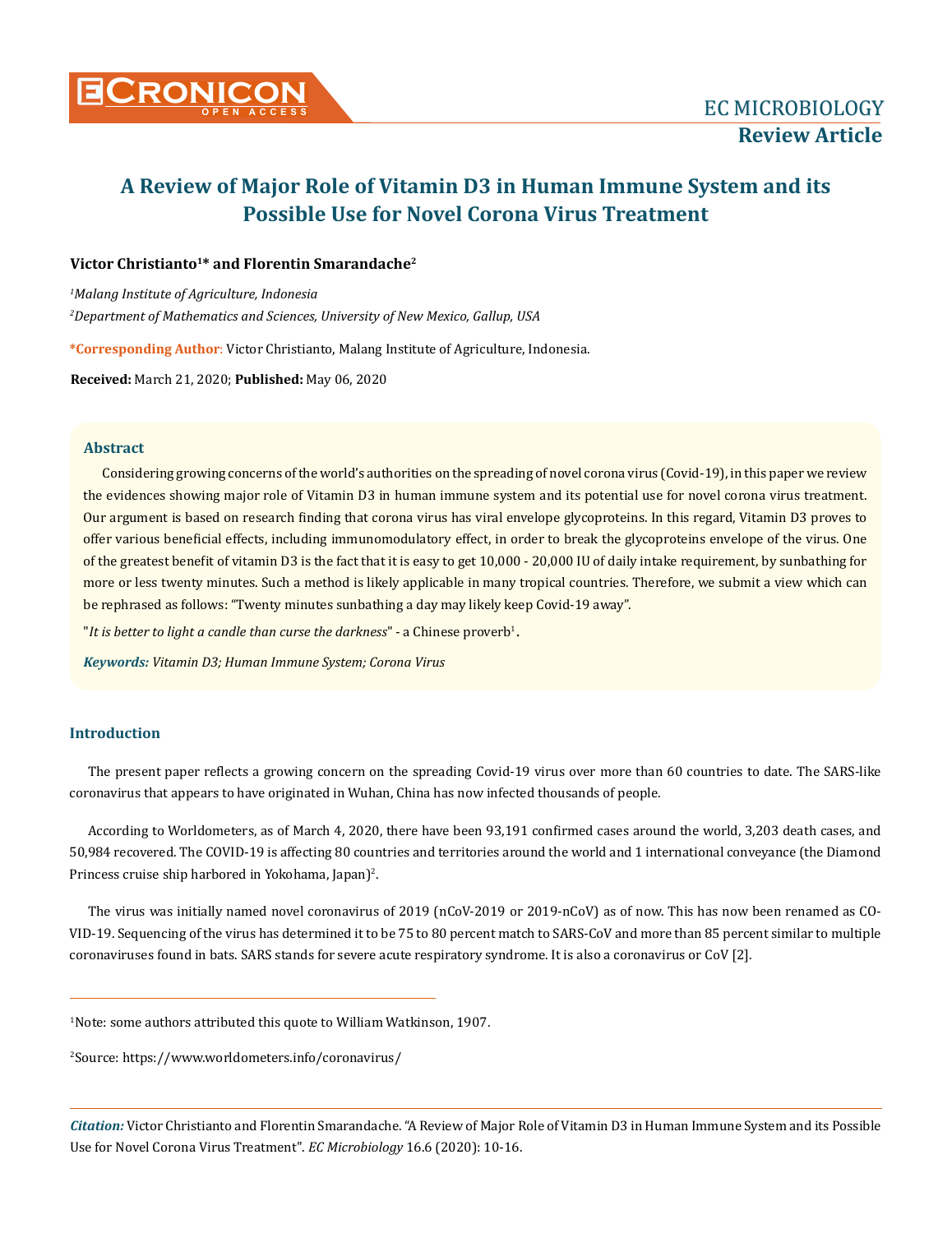# A Review of Major Role of Vitamin D3 in Human Immune System and its Possible Use for Novel Corona Virus Treatment

**Victor Christianto[1]* and Florentin Smarandache[2]**

*[1]Malang Institute of Agriculture, Indonesia*

*[2]Department of Mathematics and Sciences, University of New Mexico, Gallup, USA*

**\*Corresponding Author:** Victor Christianto, Malang Institute of Agriculture, Indonesia.

**Received:** March 21, 2020; **Published:** May 06, 2020

## Abstract

Considering growing concerns of the world's authorities on the spreading of novel corona virus (Covid-19), in this paper we review the evidences showing major role of Vitamin D3 in human immune system and its potential use for novel corona virus treatment. Our argument is based on research finding that corona virus has viral envelope glycoproteins. In this regard, Vitamin D3 proves to offer various beneficial effects, including immunomodulatory effect, in order to break the glycoproteins envelope of the virus. One of the greatest benefit of vitamin D3 is the fact that it is easy to get 10,000 - 20,000 IU of daily intake requirement, by sunbathing for more or less twenty minutes. Such a method is likely applicable in many tropical countries. Therefore, we submit a view which can be rephrased as follows: "Twenty minutes sunbathing a day may likely keep Covid-19 away".

"*It is better to light a candle than curse the darkness*" - a Chinese proverb[1].

***Keywords:*** *Vitamin D3; Human Immune System; Corona Virus*

## Introduction

The present paper reflects a growing concern on the spreading Covid-19 virus over more than 60 countries to date. The SARS-like coronavirus that appears to have originated in Wuhan, China has now infected thousands of people.

According to Worldometers, as of March 4, 2020, there have been 93,191 confirmed cases around the world, 3,203 death cases, and 50,984 recovered. The COVID-19 is affecting 80 countries and territories around the world and 1 international conveyance (the Diamond Princess cruise ship harbored in Yokohama, Japan)[2].

The virus was initially named novel coronavirus of 2019 (nCoV-2019 or 2019-nCoV) as of now. This has now been renamed as COVID-19. Sequencing of the virus has determined it to be 75 to 80 percent match to SARS-CoV and more than 85 percent similar to multiple coronaviruses found in bats. SARS stands for severe acute respiratory syndrome. It is also a coronavirus or CoV [2].

---

[1]Note: some authors attributed this quote to William Watkinson, 1907.

[2]Source: https://www.worldometers.info/coronavirus/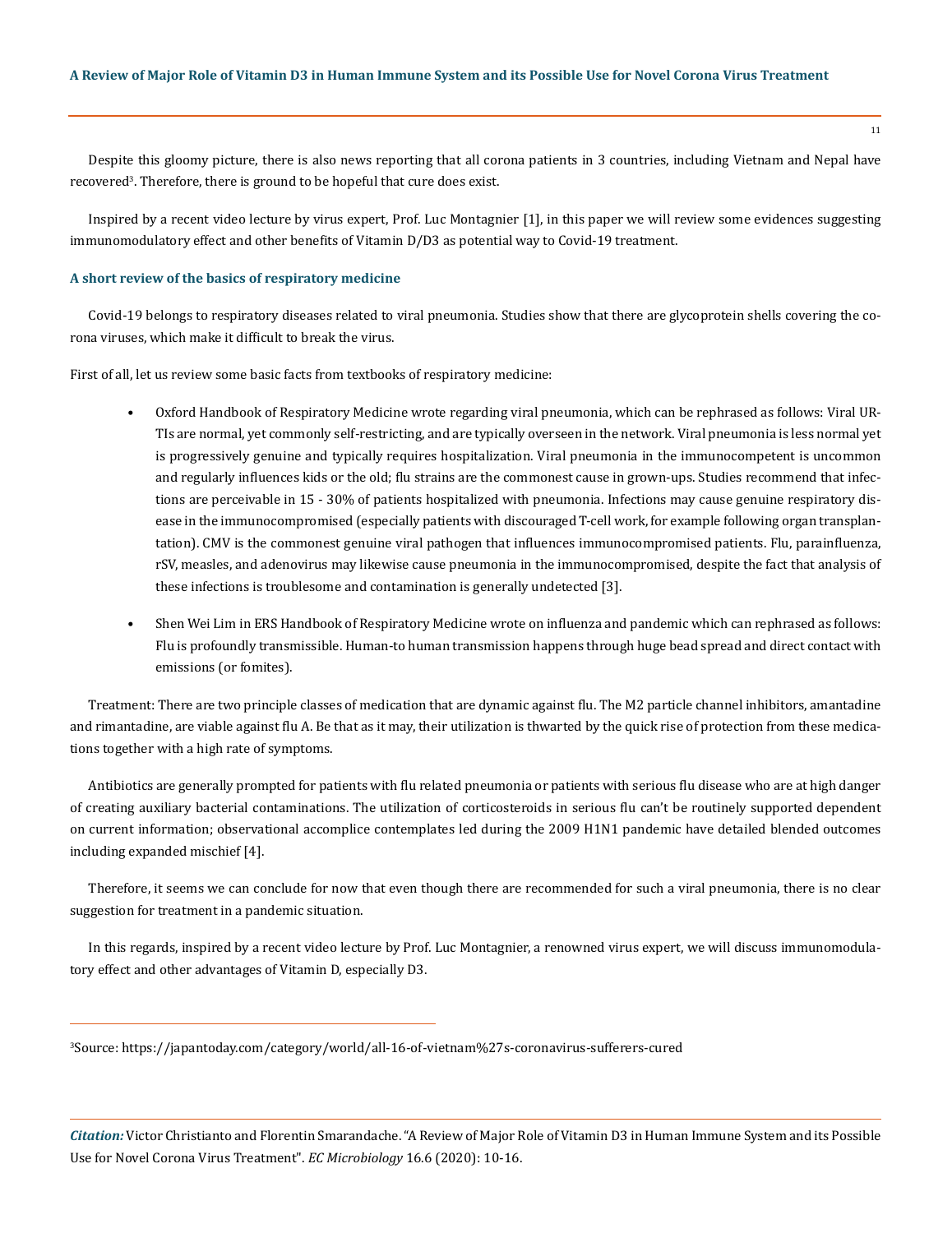Despite this gloomy picture, there is also news reporting that all corona patients in 3 countries, including Vietnam and Nepal have recovered[3]. Therefore, there is ground to be hopeful that cure does exist.

Inspired by a recent video lecture by virus expert, Prof. Luc Montagnier [1], in this paper we will review some evidences suggesting immunomodulatory effect and other benefits of Vitamin D/D3 as potential way to Covid-19 treatment.

### A short review of the basics of respiratory medicine

Covid-19 belongs to respiratory diseases related to viral pneumonia. Studies show that there are glycoprotein shells covering the corona viruses, which make it difficult to break the virus.

First of all, let us review some basic facts from textbooks of respiratory medicine:

- Oxford Handbook of Respiratory Medicine wrote regarding viral pneumonia, which can be rephrased as follows: Viral URTIs are normal, yet commonly self-restricting, and are typically overseen in the network. Viral pneumonia is less normal yet is progressively genuine and typically requires hospitalization. Viral pneumonia in the immunocompetent is uncommon and regularly influences kids or the old; flu strains are the commonest cause in grown-ups. Studies recommend that infections are perceivable in 15 - 30% of patients hospitalized with pneumonia. Infections may cause genuine respiratory disease in the immunocompromised (especially patients with discouraged T-cell work, for example following organ transplantation). CMV is the commonest genuine viral pathogen that influences immunocompromised patients. Flu, parainfluenza, rSV, measles, and adenovirus may likewise cause pneumonia in the immunocompromised, despite the fact that analysis of these infections is troublesome and contamination is generally undetected [3].
- Shen Wei Lim in ERS Handbook of Respiratory Medicine wrote on influenza and pandemic which can rephrased as follows: Flu is profoundly transmissible. Human-to human transmission happens through huge bead spread and direct contact with emissions (or fomites).

Treatment: There are two principle classes of medication that are dynamic against flu. The M2 particle channel inhibitors, amantadine and rimantadine, are viable against flu A. Be that as it may, their utilization is thwarted by the quick rise of protection from these medications together with a high rate of symptoms.

Antibiotics are generally prompted for patients with flu related pneumonia or patients with serious flu disease who are at high danger of creating auxiliary bacterial contaminations. The utilization of corticosteroids in serious flu can't be routinely supported dependent on current information; observational accomplice contemplates led during the 2009 H1N1 pandemic have detailed blended outcomes including expanded mischief [4].

Therefore, it seems we can conclude for now that even though there are recommended for such a viral pneumonia, there is no clear suggestion for treatment in a pandemic situation.

In this regards, inspired by a recent video lecture by Prof. Luc Montagnier, a renowned virus expert, we will discuss immunomodulatory effect and other advantages of Vitamin D, especially D3.

---

[3]Source: https://japantoday.com/category/world/all-16-of-vietnam%27s-coronavirus-sufferers-cured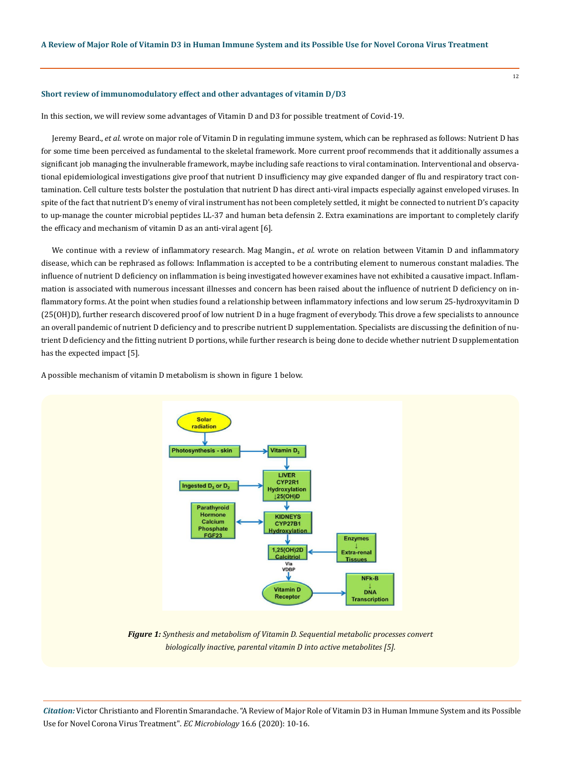### Short review of immunomodulatory effect and other advantages of vitamin D/D3

In this section, we will review some advantages of Vitamin D and D3 for possible treatment of Covid-19.

Jeremy Beard., *et al*. wrote on major role of Vitamin D in regulating immune system, which can be rephrased as follows: Nutrient D has for some time been perceived as fundamental to the skeletal framework. More current proof recommends that it additionally assumes a significant job managing the invulnerable framework, maybe including safe reactions to viral contamination. Interventional and observational epidemiological investigations give proof that nutrient D insufficiency may give expanded danger of flu and respiratory tract contamination. Cell culture tests bolster the postulation that nutrient D has direct anti-viral impacts especially against enveloped viruses. In spite of the fact that nutrient D's enemy of viral instrument has not been completely settled, it might be connected to nutrient D's capacity to up-manage the counter microbial peptides LL-37 and human beta defensin 2. Extra examinations are important to completely clarify the efficacy and mechanism of vitamin D as an anti-viral agent [6].

We continue with a review of inflammatory research. Mag Mangin., *et al*. wrote on relation between Vitamin D and inflammatory disease, which can be rephrased as follows: Inflammation is accepted to be a contributing element to numerous constant maladies. The influence of nutrient D deficiency on inflammation is being investigated however examines have not exhibited a causative impact. Inflammation is associated with numerous incessant illnesses and concern has been raised about the influence of nutrient D deficiency on inflammatory forms. At the point when studies found a relationship between inflammatory infections and low serum 25-hydroxyvitamin D (25(OH)D), further research discovered proof of low nutrient D in a huge fragment of everybody. This drove a few specialists to announce an overall pandemic of nutrient D deficiency and to prescribe nutrient D supplementation. Specialists are discussing the definition of nutrient D deficiency and the fitting nutrient D portions, while further research is being done to decide whether nutrient D supplementation has the expected impact [5].

A possible mechanism of vitamin D metabolism is shown in figure 1 below.

***Figure 1:*** *Synthesis and metabolism of Vitamin D. Sequential metabolic processes convert biologically inactive, parental vitamin D into active metabolites [5].*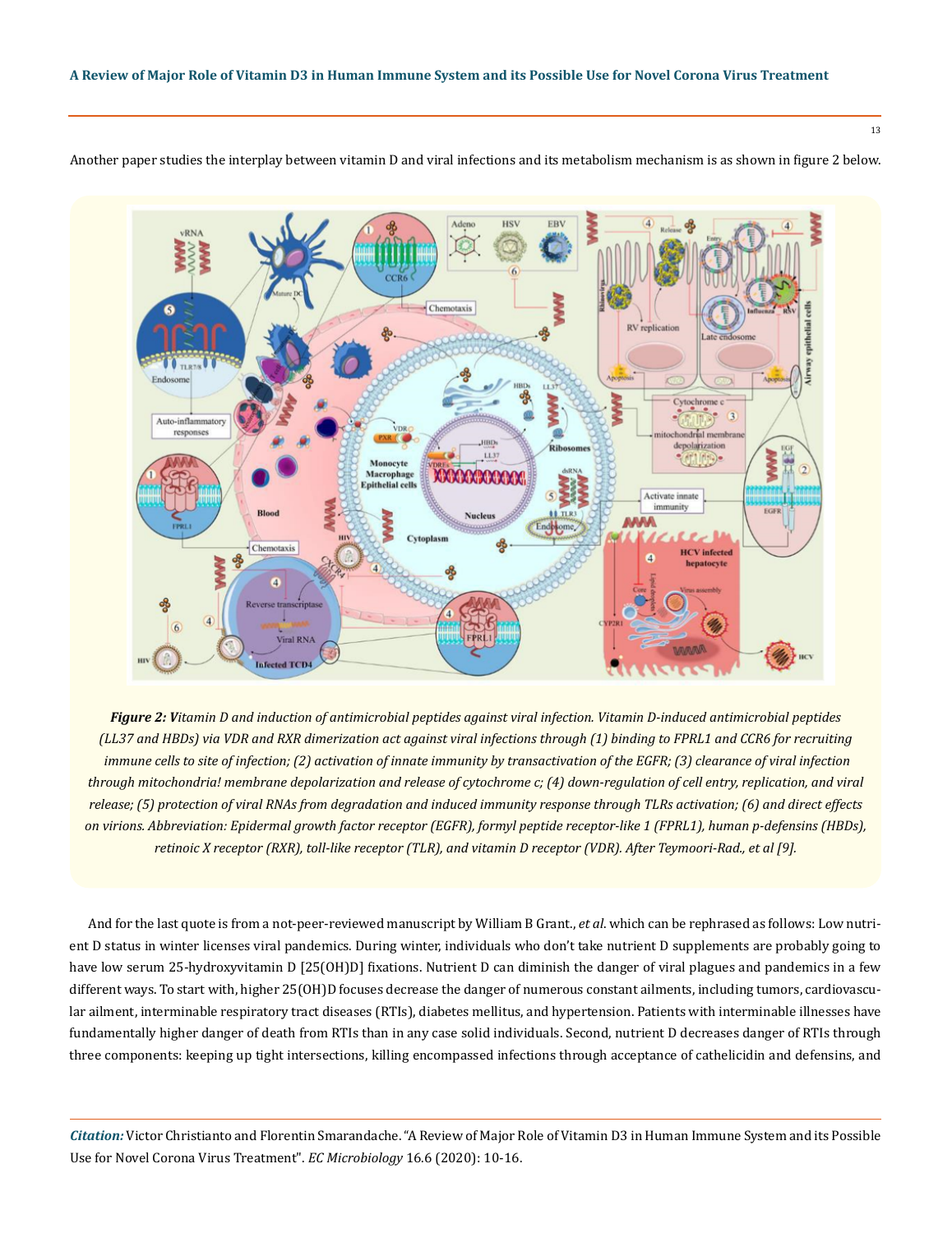Another paper studies the interplay between vitamin D and viral infections and its metabolism mechanism is as shown in figure 2 below.

***Figure 2: V****itamin D and induction of antimicrobial peptides against viral infection. Vitamin D-induced antimicrobial peptides (LL37 and HBDs) via VDR and RXR dimerization act against viral infections through (1) binding to FPRL1 and CCR6 for recruiting immune cells to site of infection; (2) activation of innate immunity by transactivation of the EGFR; (3) clearance of viral infection through mitochondria! membrane depolarization and release of cytochrome c; (4) down-regulation of cell entry, replication, and viral release; (5) protection of viral RNAs from degradation and induced immunity response through TLRs activation; (6) and direct effects on virions. Abbreviation: Epidermal growth factor receptor (EGFR), formyl peptide receptor-like 1 (FPRL1), human p-defensins (HBDs), retinoic X receptor (RXR), toll-like receptor (TLR), and vitamin D receptor (VDR). After Teymoori-Rad., et al [9].*

And for the last quote is from a not-peer-reviewed manuscript by William B Grant., *et al*. which can be rephrased as follows: Low nutrient D status in winter licenses viral pandemics. During winter, individuals who don't take nutrient D supplements are probably going to have low serum 25-hydroxyvitamin D [25(OH)D] fixations. Nutrient D can diminish the danger of viral plagues and pandemics in a few different ways. To start with, higher 25(OH)D focuses decrease the danger of numerous constant ailments, including tumors, cardiovascular ailment, interminable respiratory tract diseases (RTIs), diabetes mellitus, and hypertension. Patients with interminable illnesses have fundamentally higher danger of death from RTIs than in any case solid individuals. Second, nutrient D decreases danger of RTIs through three components: keeping up tight intersections, killing encompassed infections through acceptance of cathelicidin and defensins, and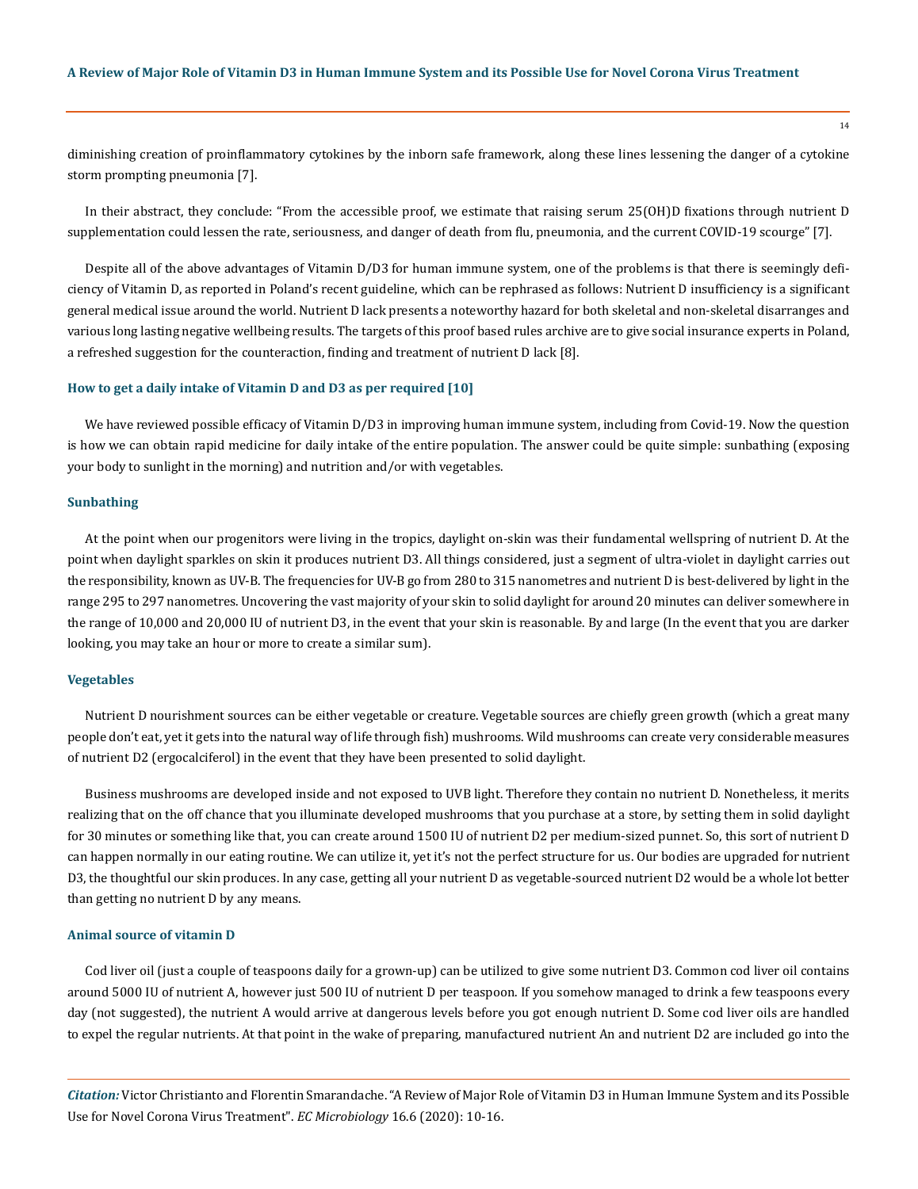diminishing creation of proinflammatory cytokines by the inborn safe framework, along these lines lessening the danger of a cytokine storm prompting pneumonia [7].

In their abstract, they conclude: "From the accessible proof, we estimate that raising serum 25(OH)D fixations through nutrient D supplementation could lessen the rate, seriousness, and danger of death from flu, pneumonia, and the current COVID-19 scourge" [7].

Despite all of the above advantages of Vitamin D/D3 for human immune system, one of the problems is that there is seemingly deficiency of Vitamin D, as reported in Poland's recent guideline, which can be rephrased as follows: Nutrient D insufficiency is a significant general medical issue around the world. Nutrient D lack presents a noteworthy hazard for both skeletal and non-skeletal disarranges and various long lasting negative wellbeing results. The targets of this proof based rules archive are to give social insurance experts in Poland, a refreshed suggestion for the counteraction, finding and treatment of nutrient D lack [8].

### How to get a daily intake of Vitamin D and D3 as per required [10]

We have reviewed possible efficacy of Vitamin D/D3 in improving human immune system, including from Covid-19. Now the question is how we can obtain rapid medicine for daily intake of the entire population. The answer could be quite simple: sunbathing (exposing your body to sunlight in the morning) and nutrition and/or with vegetables.

### Sunbathing

At the point when our progenitors were living in the tropics, daylight on-skin was their fundamental wellspring of nutrient D. At the point when daylight sparkles on skin it produces nutrient D3. All things considered, just a segment of ultra-violet in daylight carries out the responsibility, known as UV-B. The frequencies for UV-B go from 280 to 315 nanometres and nutrient D is best-delivered by light in the range 295 to 297 nanometres. Uncovering the vast majority of your skin to solid daylight for around 20 minutes can deliver somewhere in the range of 10,000 and 20,000 IU of nutrient D3, in the event that your skin is reasonable. By and large (In the event that you are darker looking, you may take an hour or more to create a similar sum).

### Vegetables

Nutrient D nourishment sources can be either vegetable or creature. Vegetable sources are chiefly green growth (which a great many people don't eat, yet it gets into the natural way of life through fish) mushrooms. Wild mushrooms can create very considerable measures of nutrient D2 (ergocalciferol) in the event that they have been presented to solid daylight.

Business mushrooms are developed inside and not exposed to UVB light. Therefore they contain no nutrient D. Nonetheless, it merits realizing that on the off chance that you illuminate developed mushrooms that you purchase at a store, by setting them in solid daylight for 30 minutes or something like that, you can create around 1500 IU of nutrient D2 per medium-sized punnet. So, this sort of nutrient D can happen normally in our eating routine. We can utilize it, yet it's not the perfect structure for us. Our bodies are upgraded for nutrient D3, the thoughtful our skin produces. In any case, getting all your nutrient D as vegetable-sourced nutrient D2 would be a whole lot better than getting no nutrient D by any means.

### Animal source of vitamin D

Cod liver oil (just a couple of teaspoons daily for a grown-up) can be utilized to give some nutrient D3. Common cod liver oil contains around 5000 IU of nutrient A, however just 500 IU of nutrient D per teaspoon. If you somehow managed to drink a few teaspoons every day (not suggested), the nutrient A would arrive at dangerous levels before you got enough nutrient D. Some cod liver oils are handled to expel the regular nutrients. At that point in the wake of preparing, manufactured nutrient An and nutrient D2 are included go into the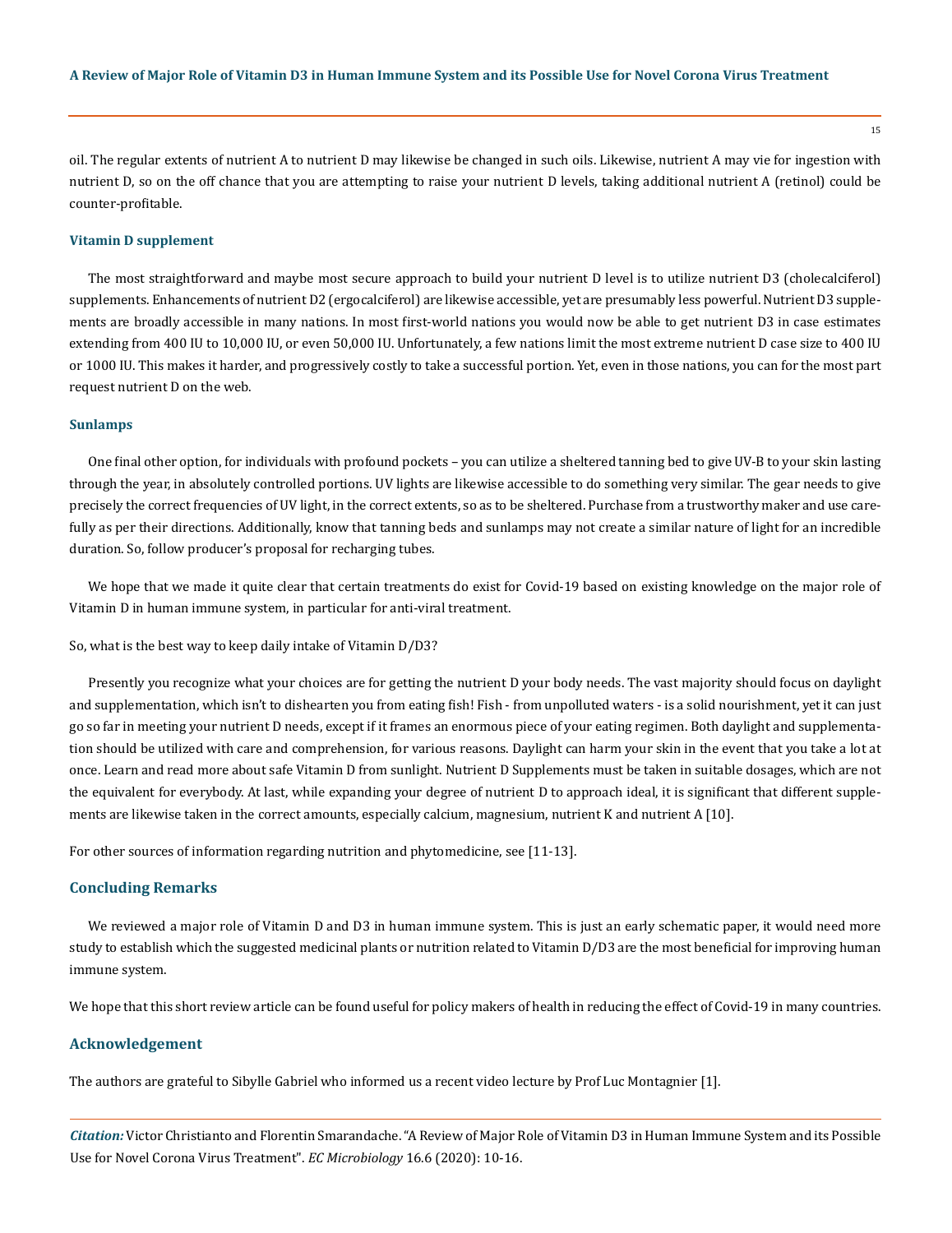oil. The regular extents of nutrient A to nutrient D may likewise be changed in such oils. Likewise, nutrient A may vie for ingestion with nutrient D, so on the off chance that you are attempting to raise your nutrient D levels, taking additional nutrient A (retinol) could be counter-profitable.

### Vitamin D supplement

The most straightforward and maybe most secure approach to build your nutrient D level is to utilize nutrient D3 (cholecalciferol) supplements. Enhancements of nutrient D2 (ergocalciferol) are likewise accessible, yet are presumably less powerful. Nutrient D3 supplements are broadly accessible in many nations. In most first-world nations you would now be able to get nutrient D3 in case estimates extending from 400 IU to 10,000 IU, or even 50,000 IU. Unfortunately, a few nations limit the most extreme nutrient D case size to 400 IU or 1000 IU. This makes it harder, and progressively costly to take a successful portion. Yet, even in those nations, you can for the most part request nutrient D on the web.

### Sunlamps

One final other option, for individuals with profound pockets – you can utilize a sheltered tanning bed to give UV-B to your skin lasting through the year, in absolutely controlled portions. UV lights are likewise accessible to do something very similar. The gear needs to give precisely the correct frequencies of UV light, in the correct extents, so as to be sheltered. Purchase from a trustworthy maker and use carefully as per their directions. Additionally, know that tanning beds and sunlamps may not create a similar nature of light for an incredible duration. So, follow producer's proposal for recharging tubes.

We hope that we made it quite clear that certain treatments do exist for Covid-19 based on existing knowledge on the major role of Vitamin D in human immune system, in particular for anti-viral treatment.

So, what is the best way to keep daily intake of Vitamin D/D3?

Presently you recognize what your choices are for getting the nutrient D your body needs. The vast majority should focus on daylight and supplementation, which isn't to dishearten you from eating fish! Fish - from unpolluted waters - is a solid nourishment, yet it can just go so far in meeting your nutrient D needs, except if it frames an enormous piece of your eating regimen. Both daylight and supplementation should be utilized with care and comprehension, for various reasons. Daylight can harm your skin in the event that you take a lot at once. Learn and read more about safe Vitamin D from sunlight. Nutrient D Supplements must be taken in suitable dosages, which are not the equivalent for everybody. At last, while expanding your degree of nutrient D to approach ideal, it is significant that different supplements are likewise taken in the correct amounts, especially calcium, magnesium, nutrient K and nutrient A [10].

For other sources of information regarding nutrition and phytomedicine, see [11-13].

## Concluding Remarks

We reviewed a major role of Vitamin D and D3 in human immune system. This is just an early schematic paper, it would need more study to establish which the suggested medicinal plants or nutrition related to Vitamin D/D3 are the most beneficial for improving human immune system.

We hope that this short review article can be found useful for policy makers of health in reducing the effect of Covid-19 in many countries.

## Acknowledgement

The authors are grateful to Sibylle Gabriel who informed us a recent video lecture by Prof Luc Montagnier [1].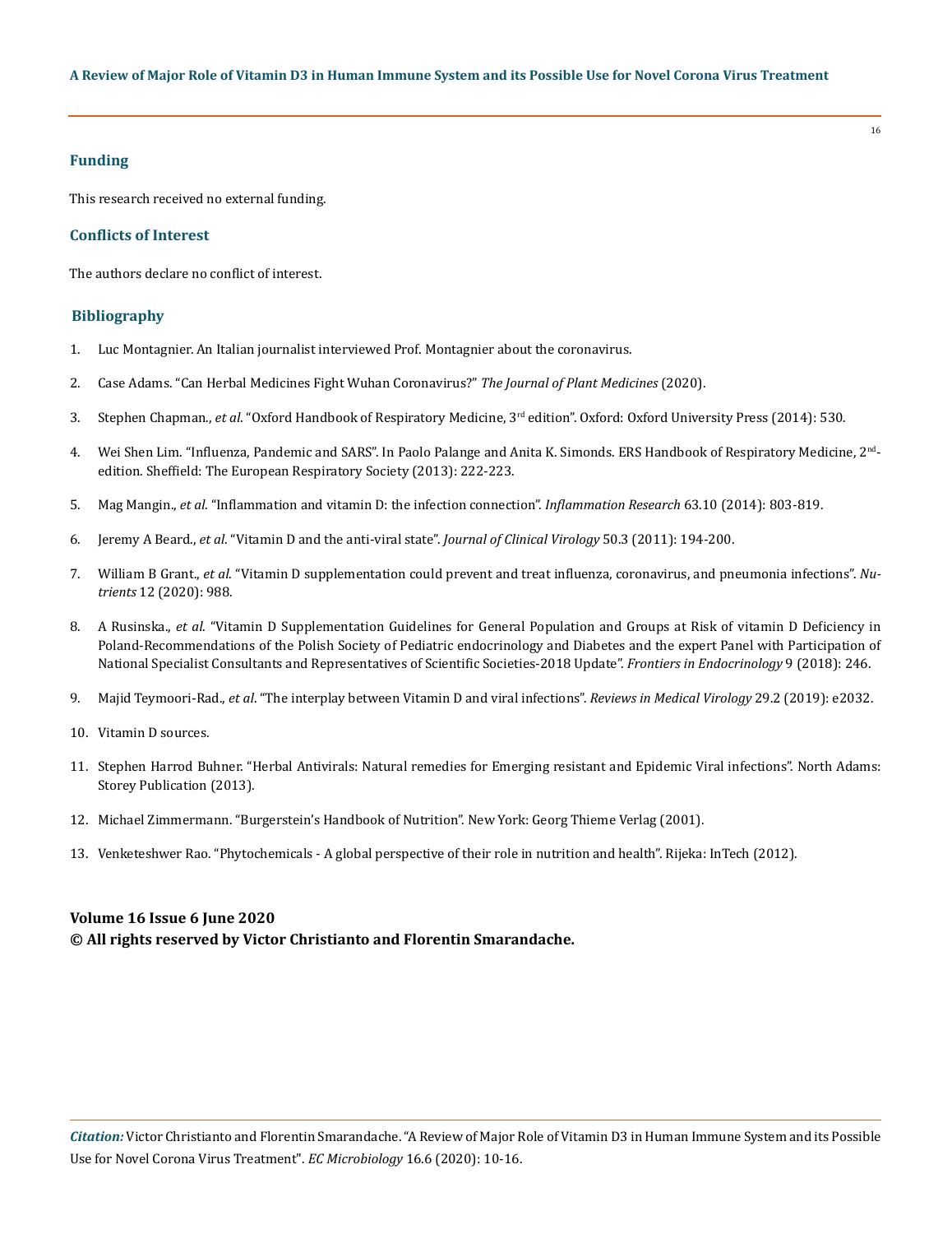## Funding

This research received no external funding.

## Conflicts of Interest

The authors declare no conflict of interest.

## Bibliography

1. Luc Montagnier. An Italian journalist interviewed Prof. Montagnier about the coronavirus.
2. Case Adams. "Can Herbal Medicines Fight Wuhan Coronavirus?" *The Journal of Plant Medicines* (2020).
3. Stephen Chapman., *et al*. "Oxford Handbook of Respiratory Medicine, 3rd edition". Oxford: Oxford University Press (2014): 530.
4. Wei Shen Lim. "Influenza, Pandemic and SARS". In Paolo Palange and Anita K. Simonds. ERS Handbook of Respiratory Medicine, 2nd-edition. Sheffield: The European Respiratory Society (2013): 222-223.
5. Mag Mangin., *et al*. "Inflammation and vitamin D: the infection connection". *Inflammation Research* 63.10 (2014): 803-819.
6. Jeremy A Beard., *et al*. "Vitamin D and the anti-viral state". *Journal of Clinical Virology* 50.3 (2011): 194-200.
7. William B Grant., *et al*. "Vitamin D supplementation could prevent and treat influenza, coronavirus, and pneumonia infections". *Nutrients* 12 (2020): 988.
8. A Rusinska., *et al*. "Vitamin D Supplementation Guidelines for General Population and Groups at Risk of vitamin D Deficiency in Poland-Recommendations of the Polish Society of Pediatric endocrinology and Diabetes and the expert Panel with Participation of National Specialist Consultants and Representatives of Scientific Societies-2018 Update". *Frontiers in Endocrinology* 9 (2018): 246.
9. Majid Teymoori-Rad., *et al*. "The interplay between Vitamin D and viral infections". *Reviews in Medical Virology* 29.2 (2019): e2032.
10. Vitamin D sources.
11. Stephen Harrod Buhner. "Herbal Antivirals: Natural remedies for Emerging resistant and Epidemic Viral infections". North Adams: Storey Publication (2013).
12. Michael Zimmermann. "Burgerstein's Handbook of Nutrition". New York: Georg Thieme Verlag (2001).
13. Venketeshwer Rao. "Phytochemicals - A global perspective of their role in nutrition and health". Rijeka: InTech (2012).

**Volume 16 Issue 6 June 2020**
**© All rights reserved by Victor Christianto and Florentin Smarandache.**